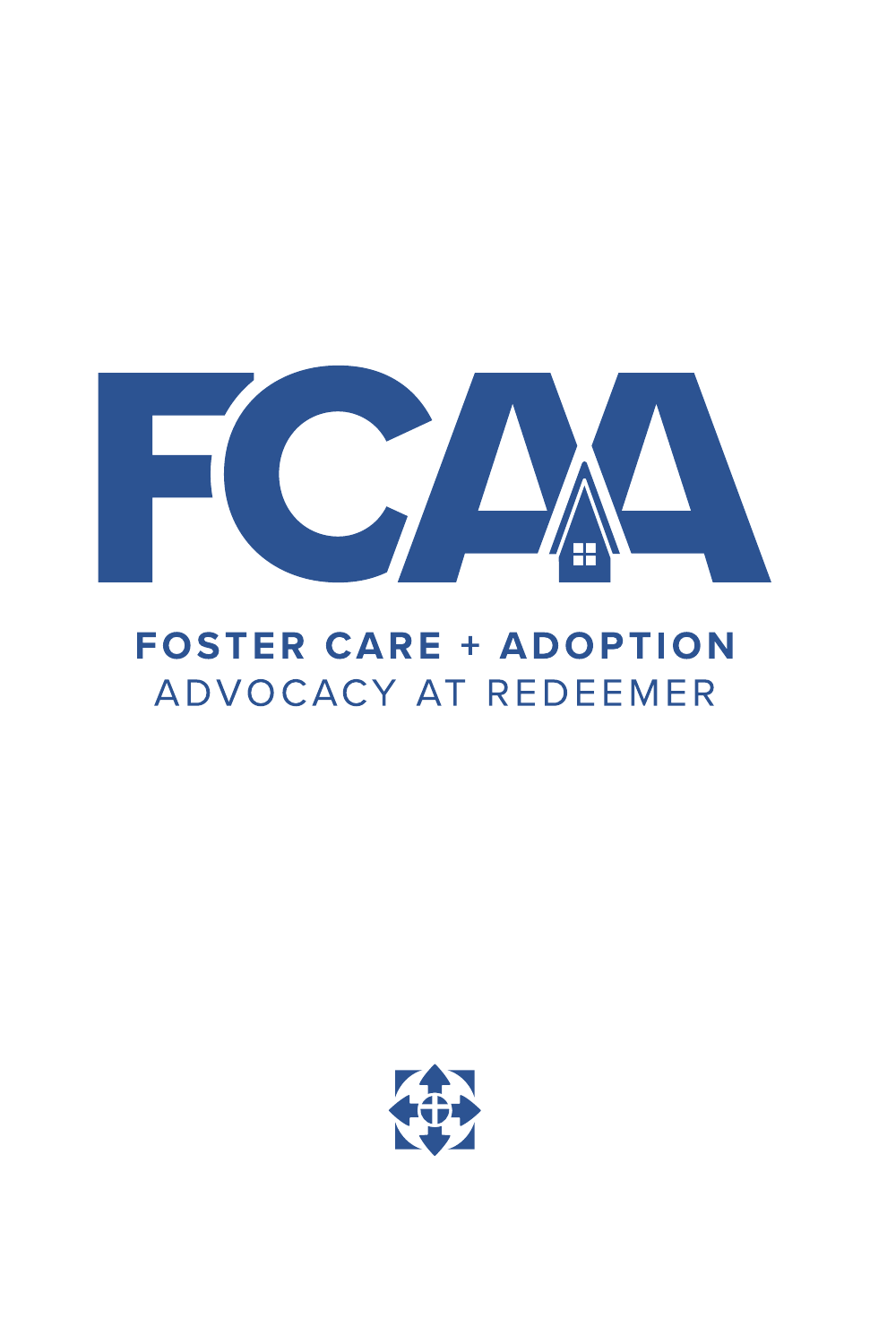# FCAA

**FOSTER CARE + ADOPTION**

ADVOCACY AT REDEEMER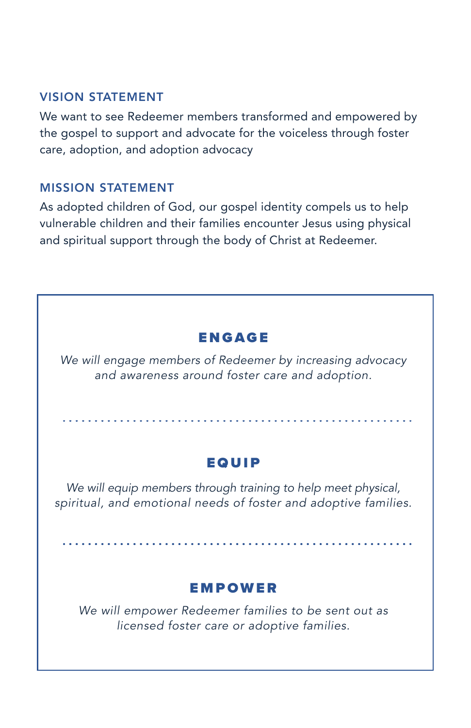## VISION STATEMENT

We want to see Redeemer members transformed and empowered by the gospel to support and advocate for the voiceless through foster care, adoption, and adoption advocacy

## MISSION STATEMENT

As adopted children of God, our gospel identity compels us to help vulnerable children and their families encounter Jesus using physical and spiritual support through the body of Christ at Redeemer.

### ENGAGE

*We will engage members of Redeemer by increasing advocacy and awareness around foster care and adoption.*

---

### EQUIP

*We will equip members through training to help meet physical, spiritual, and emotional needs of foster and adoptive families.*

---

### EMPOWER

*We will empower Redeemer families to be sent out as licensed foster care or adoptive families.*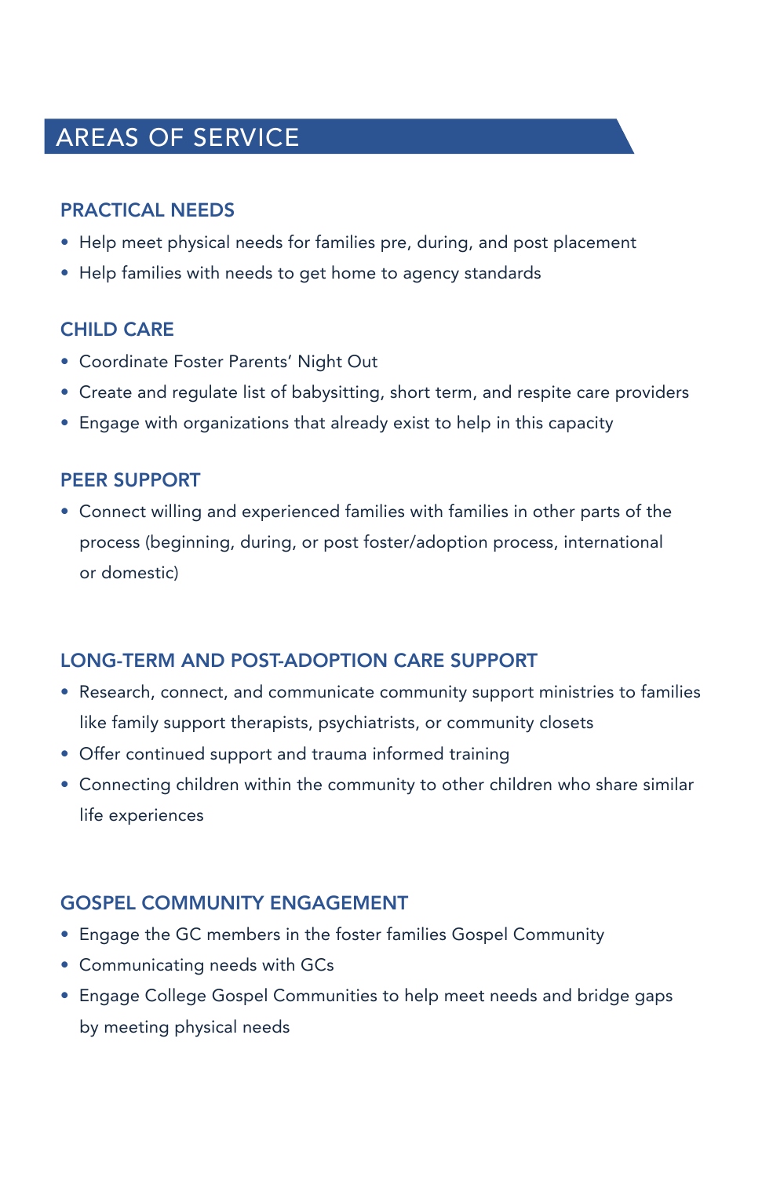# AREAS OF SERVICE

## PRACTICAL NEEDS

- Help meet physical needs for families pre, during, and post placement
- Help families with needs to get home to agency standards

## CHILD CARE

- Coordinate Foster Parents' Night Out
- Create and regulate list of babysitting, short term, and respite care providers
- Engage with organizations that already exist to help in this capacity

## PEER SUPPORT

- Connect willing and experienced families with families in other parts of the process (beginning, during, or post foster/adoption process, international or domestic)

## LONG-TERM AND POST-ADOPTION CARE SUPPORT

- Research, connect, and communicate community support ministries to families like family support therapists, psychiatrists, or community closets
- Offer continued support and trauma informed training
- Connecting children within the community to other children who share similar life experiences

## GOSPEL COMMUNITY ENGAGEMENT

- Engage the GC members in the foster families Gospel Community
- Communicating needs with GCs
- Engage College Gospel Communities to help meet needs and bridge gaps by meeting physical needs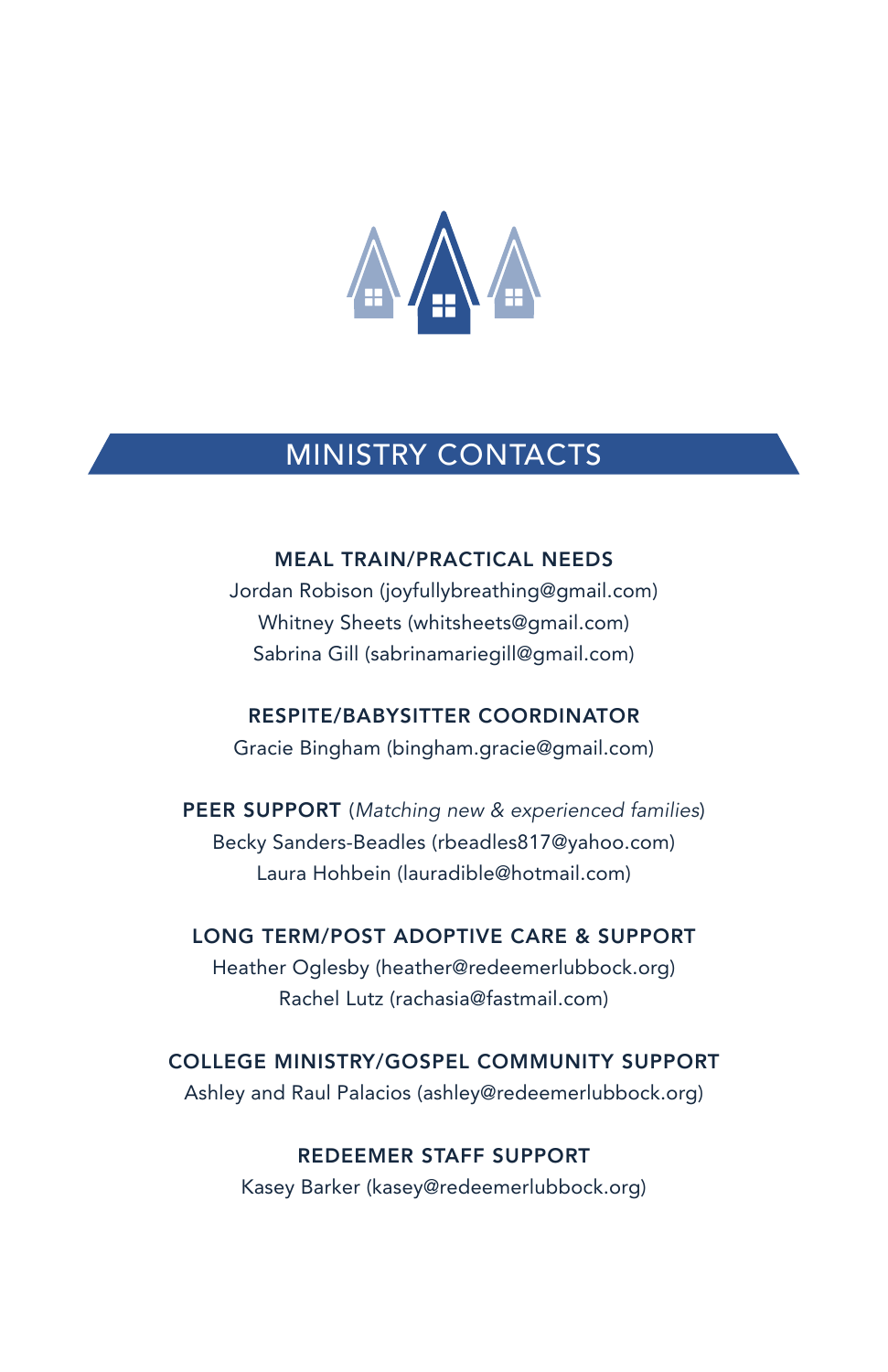## MINISTRY CONTACTS

### MEAL TRAIN/PRACTICAL NEEDS

Jordan Robison (joyfullybreathing@gmail.com)
Whitney Sheets (whitsheets@gmail.com)
Sabrina Gill (sabrinamariegill@gmail.com)

### RESPITE/BABYSITTER COORDINATOR

Gracie Bingham (bingham.gracie@gmail.com)

### PEER SUPPORT (*Matching new & experienced families*)

Becky Sanders-Beadles (rbeadles817@yahoo.com)
Laura Hohbein (lauradible@hotmail.com)

### LONG TERM/POST ADOPTIVE CARE & SUPPORT

Heather Oglesby (heather@redeemerlubbock.org)
Rachel Lutz (rachasia@fastmail.com)

### COLLEGE MINISTRY/GOSPEL COMMUNITY SUPPORT

Ashley and Raul Palacios (ashley@redeemerlubbock.org)

### REDEEMER STAFF SUPPORT

Kasey Barker (kasey@redeemerlubbock.org)